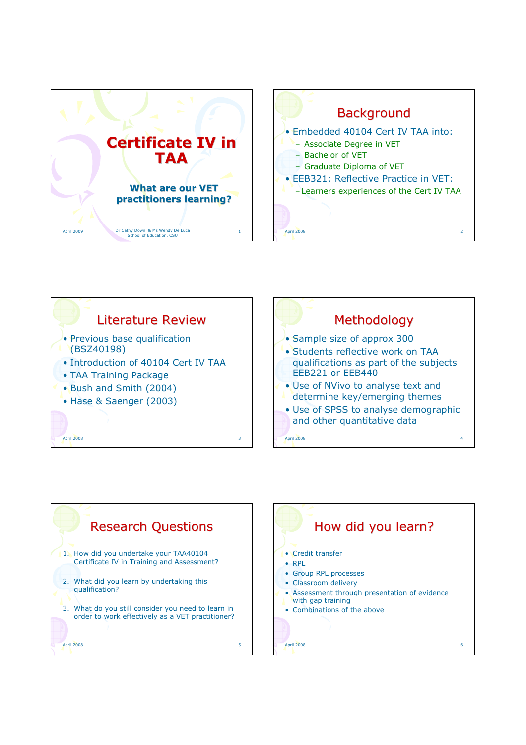# Certificate IV in TAA

**What are our VET practitioners learning?**

Dr Cathy Down & Ms Wendy De Luca
School of Education, CSU

## Background

- Embedded 40104 Cert IV TAA into:
  - Associate Degree in VET
  - Bachelor of VET
  - Graduate Diploma of VET
- EEB321: Reflective Practice in VET:
  - Learners experiences of the Cert IV TAA

## Literature Review

- Previous base qualification (BSZ40198)
- Introduction of 40104 Cert IV TAA
- TAA Training Package
- Bush and Smith (2004)
- Hase & Saenger (2003)

## Methodology

- Sample size of approx 300
- Students reflective work on TAA qualifications as part of the subjects EEB221 or EEB440
- Use of NVivo to analyse text and determine key/emerging themes
- Use of SPSS to analyse demographic and other quantitative data

## Research Questions

1. How did you undertake your TAA40104 Certificate IV in Training and Assessment?
2. What did you learn by undertaking this qualification?
3. What do you still consider you need to learn in order to work effectively as a VET practitioner?

## How did you learn?

- Credit transfer
- RPL
- Group RPL processes
- Classroom delivery
- Assessment through presentation of evidence with gap training
- Combinations of the above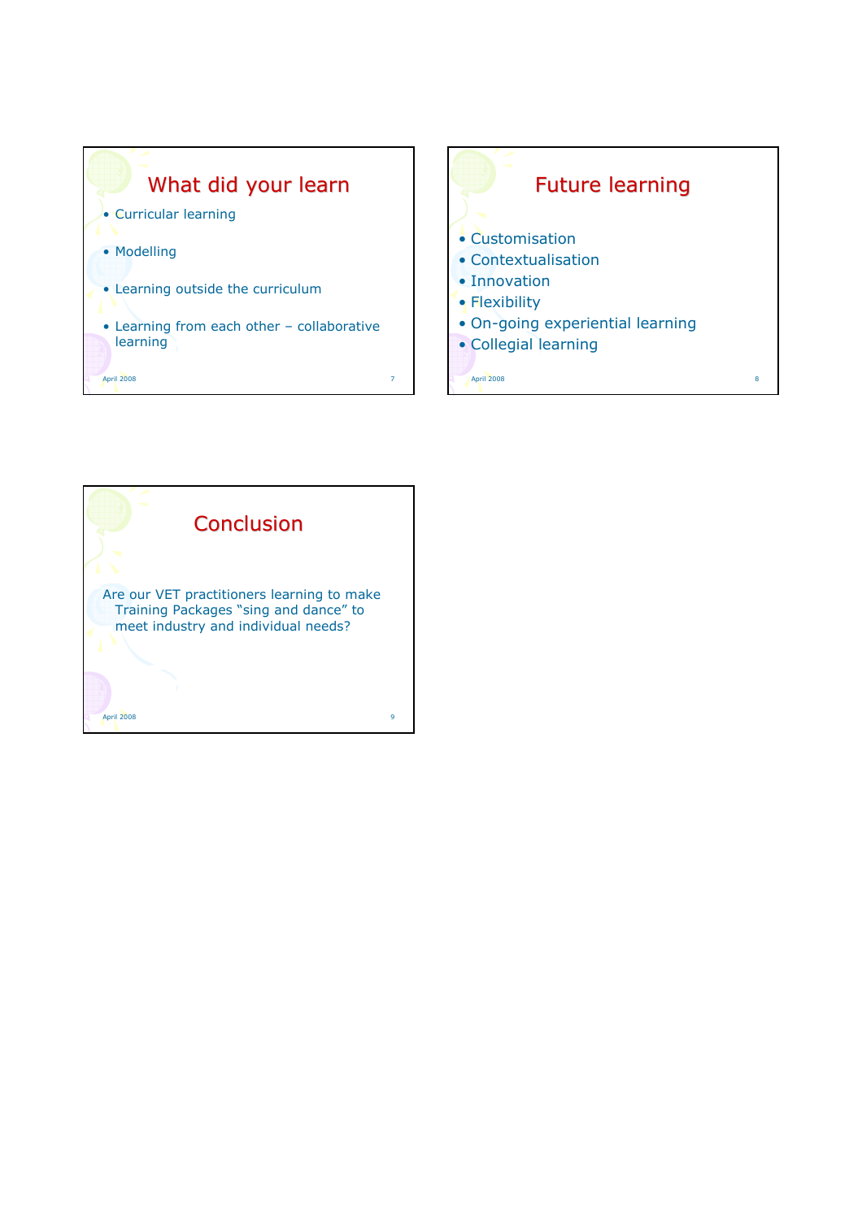## What did your learn

- Curricular learning
- Modelling
- Learning outside the curriculum
- Learning from each other – collaborative learning

## Future learning

- Customisation
- Contextualisation
- Innovation
- Flexibility
- On-going experiential learning
- Collegial learning

## Conclusion

Are our VET practitioners learning to make Training Packages "sing and dance" to meet industry and individual needs?